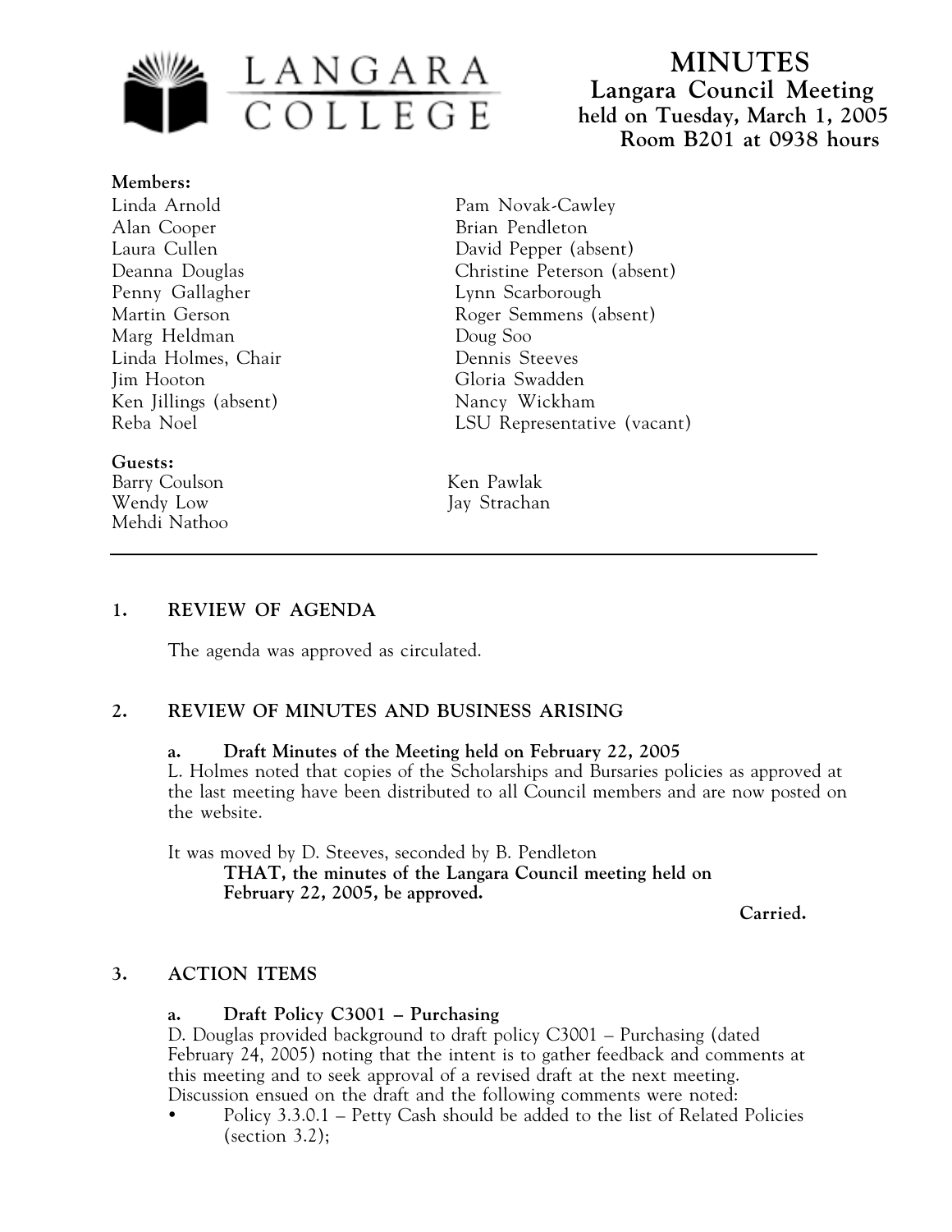LANGARA COLLEGE

# MINUTES

## Langara Council Meeting
**held on Tuesday, March 1, 2005**
**Room B201 at 0938 hours**

**Members:**

Linda Arnold
Alan Cooper
Laura Cullen
Deanna Douglas
Penny Gallagher
Martin Gerson
Marg Heldman
Linda Holmes, Chair
Jim Hooton
Ken Jillings (absent)
Reba Noel
Pam Novak-Cawley
Brian Pendleton
David Pepper (absent)
Christine Peterson (absent)
Lynn Scarborough
Roger Semmens (absent)
Doug Soo
Dennis Steeves
Gloria Swadden
Nancy Wickham
LSU Representative (vacant)

**Guests:**

Barry Coulson
Wendy Low
Mehdi Nathoo
Ken Pawlak
Jay Strachan

---

### 1. REVIEW OF AGENDA

The agenda was approved as circulated.

### 2. REVIEW OF MINUTES AND BUSINESS ARISING

**a. Draft Minutes of the Meeting held on February 22, 2005**

L. Holmes noted that copies of the Scholarships and Bursaries policies as approved at the last meeting have been distributed to all Council members and are now posted on the website.

It was moved by D. Steeves, seconded by B. Pendleton

**THAT, the minutes of the Langara Council meeting held on February 22, 2005, be approved.**

**Carried.**

### 3. ACTION ITEMS

**a. Draft Policy C3001 – Purchasing**

D. Douglas provided background to draft policy C3001 – Purchasing (dated February 24, 2005) noting that the intent is to gather feedback and comments at this meeting and to seek approval of a revised draft at the next meeting. Discussion ensued on the draft and the following comments were noted:

- Policy 3.3.0.1 – Petty Cash should be added to the list of Related Policies (section 3.2);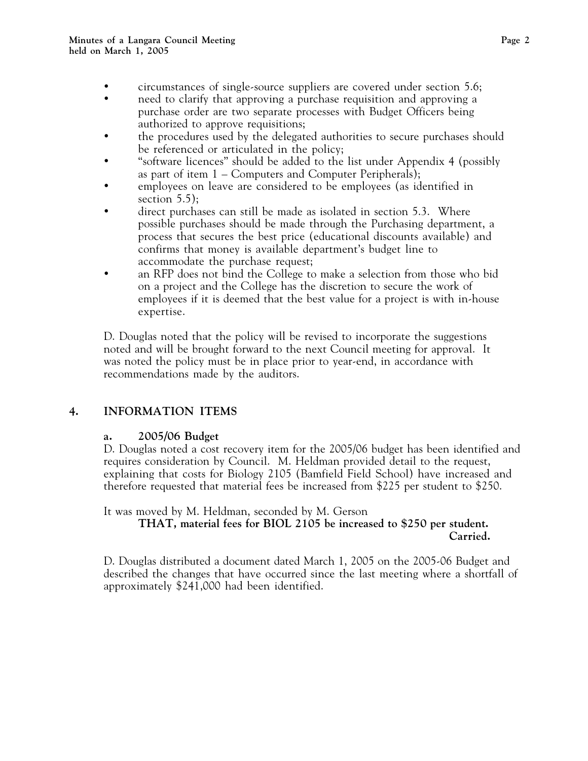- circumstances of single-source suppliers are covered under section 5.6;
- need to clarify that approving a purchase requisition and approving a purchase order are two separate processes with Budget Officers being authorized to approve requisitions;
- the procedures used by the delegated authorities to secure purchases should be referenced or articulated in the policy;
- "software licences" should be added to the list under Appendix 4 (possibly as part of item 1 – Computers and Computer Peripherals);
- employees on leave are considered to be employees (as identified in section 5.5);
- direct purchases can still be made as isolated in section 5.3. Where possible purchases should be made through the Purchasing department, a process that secures the best price (educational discounts available) and confirms that money is available department's budget line to accommodate the purchase request;
- an RFP does not bind the College to make a selection from those who bid on a project and the College has the discretion to secure the work of employees if it is deemed that the best value for a project is with in-house expertise.

D. Douglas noted that the policy will be revised to incorporate the suggestions noted and will be brought forward to the next Council meeting for approval. It was noted the policy must be in place prior to year-end, in accordance with recommendations made by the auditors.

## 4. INFORMATION ITEMS

### a. 2005/06 Budget

D. Douglas noted a cost recovery item for the 2005/06 budget has been identified and requires consideration by Council. M. Heldman provided detail to the request, explaining that costs for Biology 2105 (Bamfield Field School) have increased and therefore requested that material fees be increased from $225 per student to $250.

It was moved by M. Heldman, seconded by M. Gerson

**THAT, material fees for BIOL 2105 be increased to $250 per student.**

**Carried.**

D. Douglas distributed a document dated March 1, 2005 on the 2005-06 Budget and described the changes that have occurred since the last meeting where a shortfall of approximately $241,000 had been identified.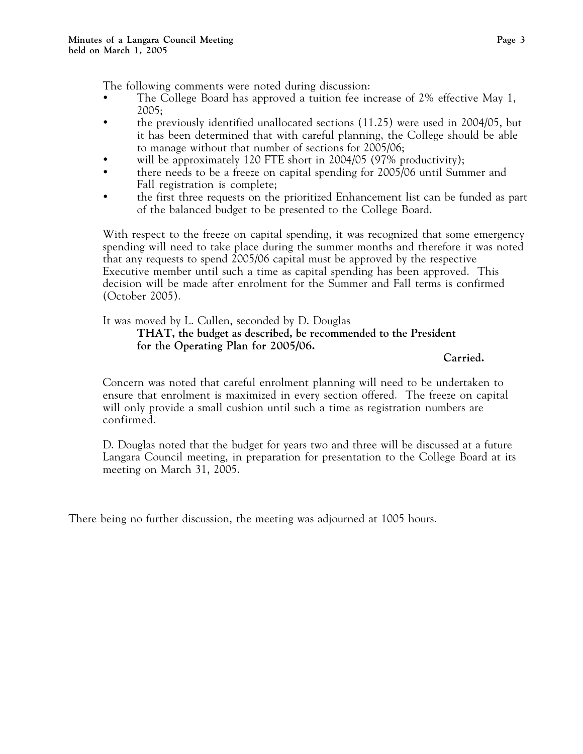The following comments were noted during discussion:

- The College Board has approved a tuition fee increase of 2% effective May 1, 2005;
- the previously identified unallocated sections (11.25) were used in 2004/05, but it has been determined that with careful planning, the College should be able to manage without that number of sections for 2005/06;
- will be approximately 120 FTE short in 2004/05 (97% productivity);
- there needs to be a freeze on capital spending for 2005/06 until Summer and Fall registration is complete;
- the first three requests on the prioritized Enhancement list can be funded as part of the balanced budget to be presented to the College Board.

With respect to the freeze on capital spending, it was recognized that some emergency spending will need to take place during the summer months and therefore it was noted that any requests to spend 2005/06 capital must be approved by the respective Executive member until such a time as capital spending has been approved. This decision will be made after enrolment for the Summer and Fall terms is confirmed (October 2005).

It was moved by L. Cullen, seconded by D. Douglas

**THAT, the budget as described, be recommended to the President for the Operating Plan for 2005/06.**

**Carried.**

Concern was noted that careful enrolment planning will need to be undertaken to ensure that enrolment is maximized in every section offered. The freeze on capital will only provide a small cushion until such a time as registration numbers are confirmed.

D. Douglas noted that the budget for years two and three will be discussed at a future Langara Council meeting, in preparation for presentation to the College Board at its meeting on March 31, 2005.

There being no further discussion, the meeting was adjourned at 1005 hours.